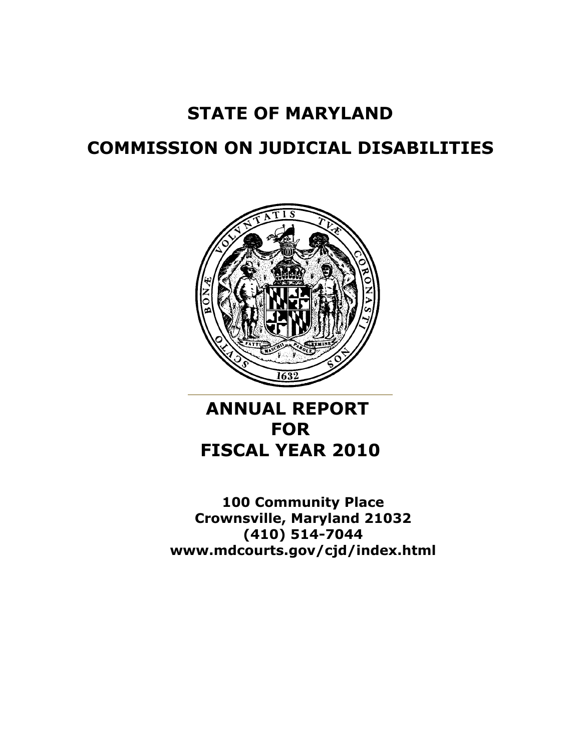# STATE OF MARYLAND

# COMMISSION ON JUDICIAL DISABILITIES

## ANNUAL REPORT FOR FISCAL YEAR 2010

**100 Community Place**
**Crownsville, Maryland 21032**
**(410) 514-7044**
**www.mdcourts.gov/cjd/index.html**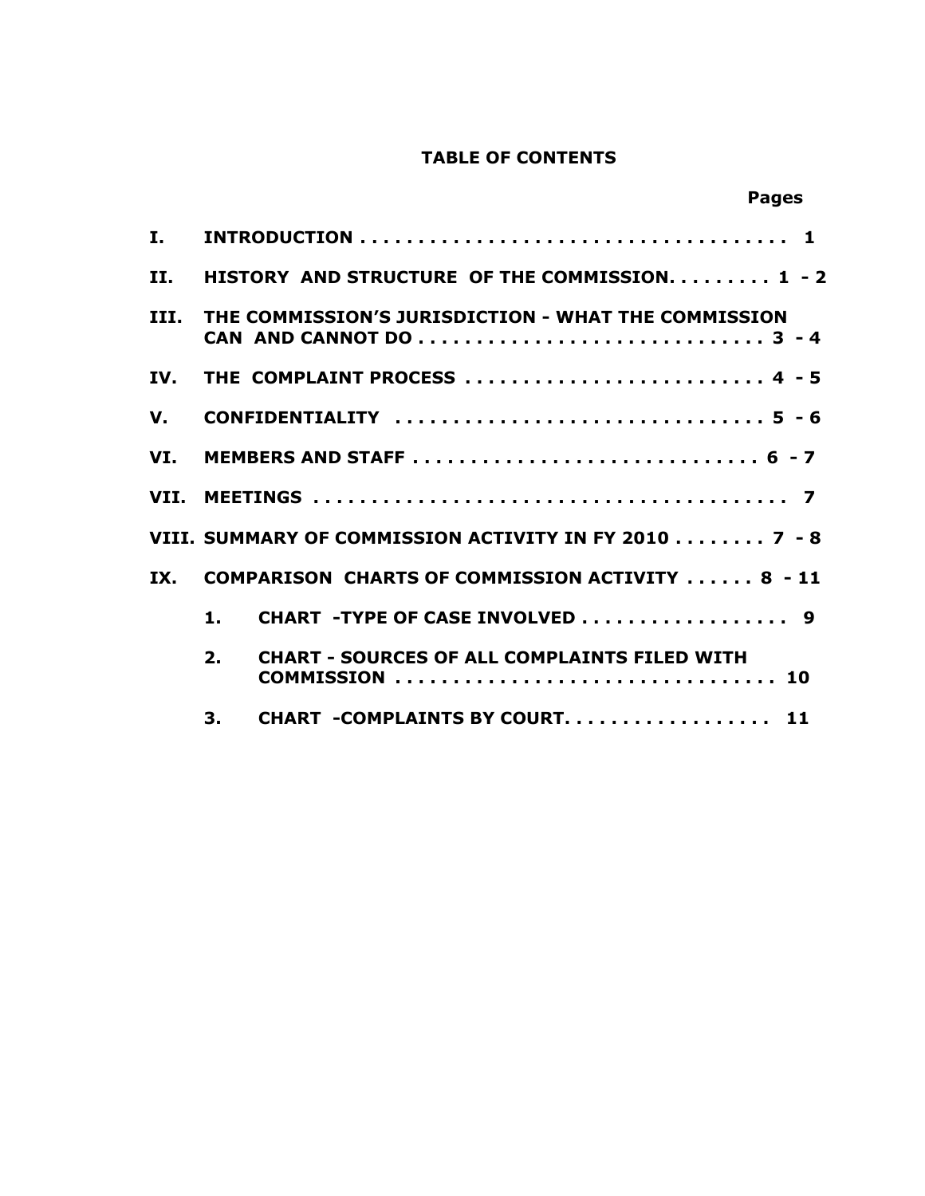# TABLE OF CONTENTS

| | | Pages |
|---|---|---|
| I. | INTRODUCTION | 1 |
| II. | HISTORY AND STRUCTURE OF THE COMMISSION | 1 - 2 |
| III. | THE COMMISSION'S JURISDICTION - WHAT THE COMMISSION CAN AND CANNOT DO | 3 - 4 |
| IV. | THE COMPLAINT PROCESS | 4 - 5 |
| V. | CONFIDENTIALITY | 5 - 6 |
| VI. | MEMBERS AND STAFF | 6 - 7 |
| VII. | MEETINGS | 7 |
| VIII. | SUMMARY OF COMMISSION ACTIVITY IN FY 2010 | 7 - 8 |
| IX. | COMPARISON CHARTS OF COMMISSION ACTIVITY | 8 - 11 |
| | 1. CHART -TYPE OF CASE INVOLVED | 9 |
| | 2. CHART - SOURCES OF ALL COMPLAINTS FILED WITH COMMISSION | 10 |
| | 3. CHART -COMPLAINTS BY COURT | 11 |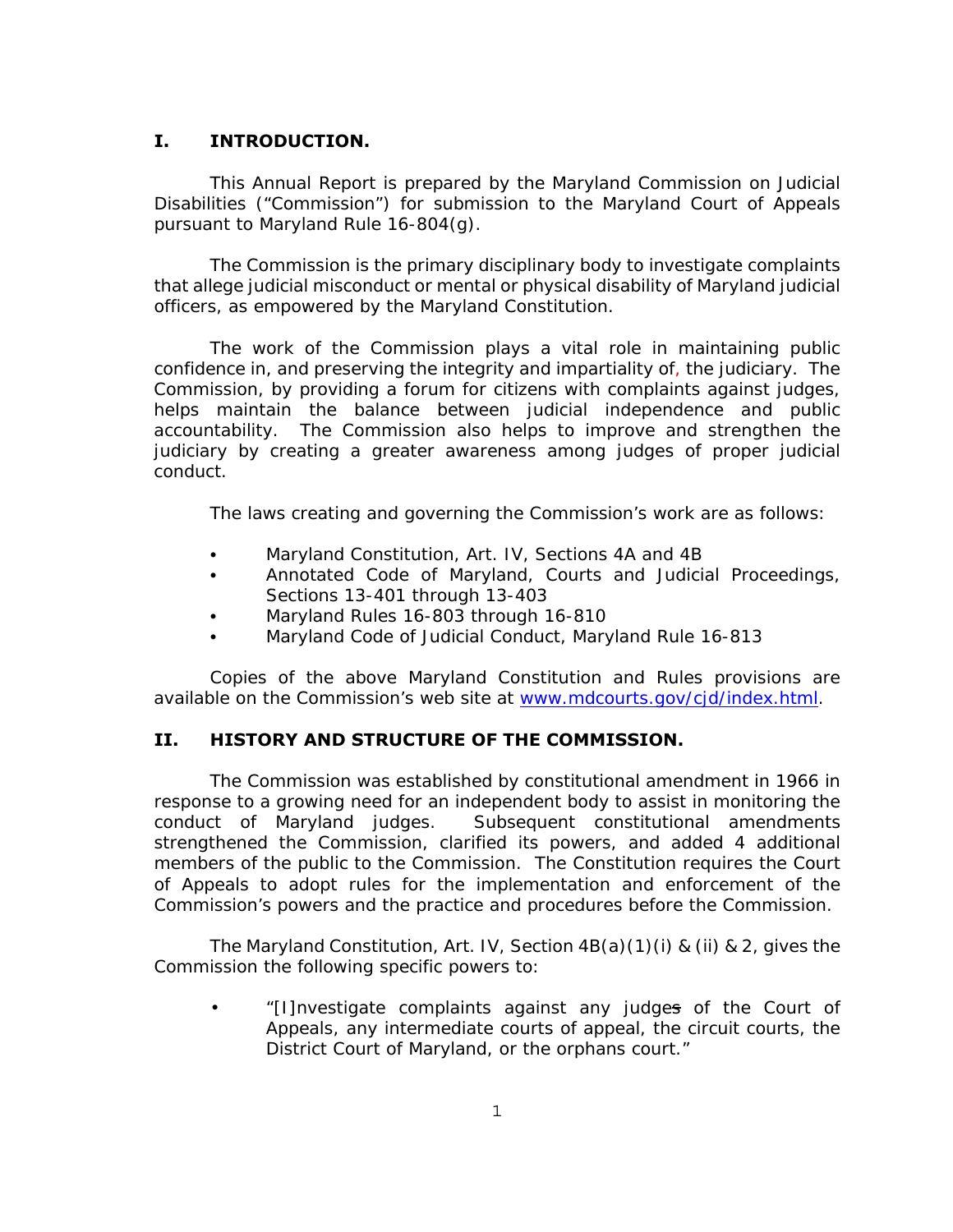## I. INTRODUCTION.

This Annual Report is prepared by the Maryland Commission on Judicial Disabilities ("Commission") for submission to the Maryland Court of Appeals pursuant to Maryland Rule 16-804(g).

The Commission is the primary disciplinary body to investigate complaints that allege judicial misconduct or mental or physical disability of Maryland judicial officers, as empowered by the Maryland Constitution.

The work of the Commission plays a vital role in maintaining public confidence in, and preserving the integrity and impartiality of, the judiciary. The Commission, by providing a forum for citizens with complaints against judges, helps maintain the balance between judicial independence and public accountability. The Commission also helps to improve and strengthen the judiciary by creating a greater awareness among judges of proper judicial conduct.

The laws creating and governing the Commission's work are as follows:

- Maryland Constitution, Art. IV, Sections 4A and 4B
- Annotated Code of Maryland, Courts and Judicial Proceedings, Sections 13-401 through 13-403
- Maryland Rules 16-803 through 16-810
- Maryland Code of Judicial Conduct, Maryland Rule 16-813

Copies of the above Maryland Constitution and Rules provisions are available on the Commission's web site at www.mdcourts.gov/cjd/index.html.

## II. HISTORY AND STRUCTURE OF THE COMMISSION.

The Commission was established by constitutional amendment in 1966 in response to a growing need for an independent body to assist in monitoring the conduct of Maryland judges. Subsequent constitutional amendments strengthened the Commission, clarified its powers, and added 4 additional members of the public to the Commission. The Constitution requires the Court of Appeals to adopt rules for the implementation and enforcement of the Commission's powers and the practice and procedures before the Commission.

The Maryland Constitution, Art. IV, Section 4B(a)(1)(i) & (ii) & 2, gives the Commission the following specific powers to:

- "[I]nvestigate complaints against any judges of the Court of Appeals, any intermediate courts of appeal, the circuit courts, the District Court of Maryland, or the orphans court."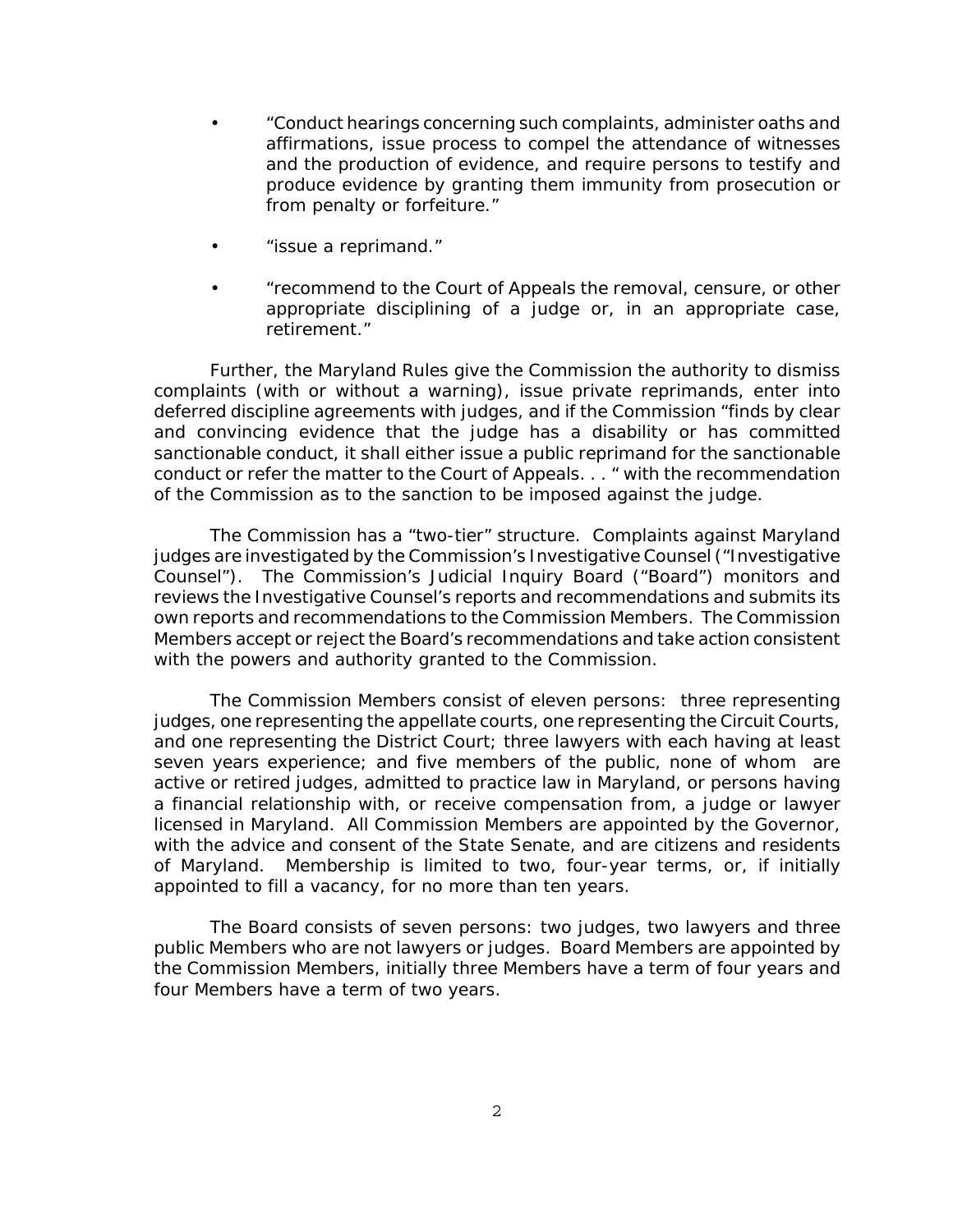- "Conduct hearings concerning such complaints, administer oaths and affirmations, issue process to compel the attendance of witnesses and the production of evidence, and require persons to testify and produce evidence by granting them immunity from prosecution or from penalty or forfeiture."

- "issue a reprimand."

- "recommend to the Court of Appeals the removal, censure, or other appropriate disciplining of a judge or, in an appropriate case, retirement."

Further, the Maryland Rules give the Commission the authority to dismiss complaints (with or without a warning), issue private reprimands, enter into deferred discipline agreements with judges, and if the Commission "finds by clear and convincing evidence that the judge has a disability or has committed sanctionable conduct, it shall either issue a public reprimand for the sanctionable conduct or refer the matter to the Court of Appeals. . . " with the recommendation of the Commission as to the sanction to be imposed against the judge.

The Commission has a "two-tier" structure. Complaints against Maryland judges are investigated by the Commission's Investigative Counsel ("Investigative Counsel"). The Commission's Judicial Inquiry Board ("Board") monitors and reviews the Investigative Counsel's reports and recommendations and submits its own reports and recommendations to the Commission Members. The Commission Members accept or reject the Board's recommendations and take action consistent with the powers and authority granted to the Commission.

The Commission Members consist of eleven persons: three representing judges, one representing the appellate courts, one representing the Circuit Courts, and one representing the District Court; three lawyers with each having at least seven years experience; and five members of the public, none of whom are active or retired judges, admitted to practice law in Maryland, or persons having a financial relationship with, or receive compensation from, a judge or lawyer licensed in Maryland. All Commission Members are appointed by the Governor, with the advice and consent of the State Senate, and are citizens and residents of Maryland. Membership is limited to two, four-year terms, or, if initially appointed to fill a vacancy, for no more than ten years.

The Board consists of seven persons: two judges, two lawyers and three public Members who are not lawyers or judges. Board Members are appointed by the Commission Members, initially three Members have a term of four years and four Members have a term of two years.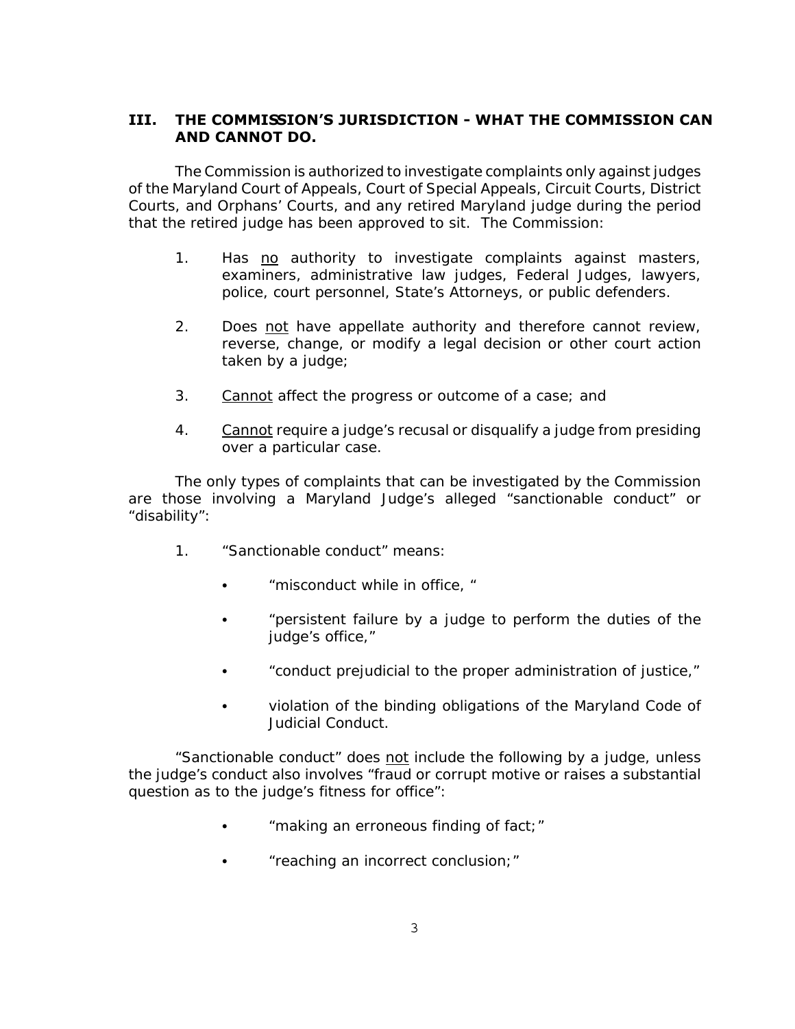## III. THE COMMISSION'S JURISDICTION - WHAT THE COMMISSION CAN AND CANNOT DO.

The Commission is authorized to investigate complaints only against judges of the Maryland Court of Appeals, Court of Special Appeals, Circuit Courts, District Courts, and Orphans' Courts, and any retired Maryland judge during the period that the retired judge has been approved to sit. The Commission:

1. Has <u>no</u> authority to investigate complaints against masters, examiners, administrative law judges, Federal Judges, lawyers, police, court personnel, State's Attorneys, or public defenders.

2. Does <u>not</u> have appellate authority and therefore cannot review, reverse, change, or modify a legal decision or other court action taken by a judge;

3. <u>Cannot</u> affect the progress or outcome of a case; and

4. <u>Cannot</u> require a judge's recusal or disqualify a judge from presiding over a particular case.

The only types of complaints that can be investigated by the Commission are those involving a Maryland Judge's alleged "sanctionable conduct" or "disability":

1. "Sanctionable conduct" means:

   - "misconduct while in office, "
   - "persistent failure by a judge to perform the duties of the judge's office,"
   - "conduct prejudicial to the proper administration of justice,"
   - violation of the binding obligations of the Maryland Code of Judicial Conduct.

"Sanctionable conduct" does <u>not</u> include the following by a judge, unless the judge's conduct also involves "fraud or corrupt motive or raises a substantial question as to the judge's fitness for office":

- "making an erroneous finding of fact;"
- "reaching an incorrect conclusion;"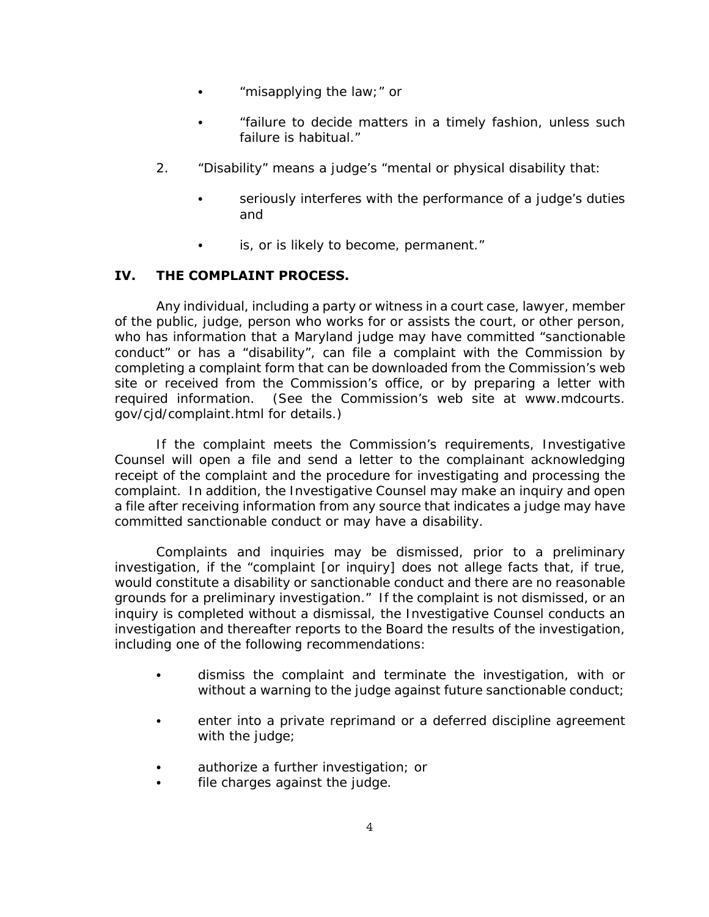- "misapplying the law;" or
- "failure to decide matters in a timely fashion, unless such failure is habitual."

2. "Disability" means a judge's "mental or physical disability that:
   - seriously interferes with the performance of a judge's duties and
   - is, or is likely to become, permanent."

## IV. THE COMPLAINT PROCESS.

Any individual, including a party or witness in a court case, lawyer, member of the public, judge, person who works for or assists the court, or other person, who has information that a Maryland judge may have committed "sanctionable conduct" or has a "disability", can file a complaint with the Commission by completing a complaint form that can be downloaded from the Commission's web site or received from the Commission's office, or by preparing a letter with required information. (See the Commission's web site at www.mdcourts.gov/cjd/complaint.html for details.)

If the complaint meets the Commission's requirements, Investigative Counsel will open a file and send a letter to the complainant acknowledging receipt of the complaint and the procedure for investigating and processing the complaint. In addition, the Investigative Counsel may make an inquiry and open a file after receiving information from any source that indicates a judge may have committed sanctionable conduct or may have a disability.

Complaints and inquiries may be dismissed, prior to a preliminary investigation, if the "complaint [or inquiry] does not allege facts that, if true, would constitute a disability or sanctionable conduct and there are no reasonable grounds for a preliminary investigation." If the complaint is not dismissed, or an inquiry is completed without a dismissal, the Investigative Counsel conducts an investigation and thereafter reports to the Board the results of the investigation, including one of the following recommendations:

- dismiss the complaint and terminate the investigation, with or without a warning to the judge against future sanctionable conduct;
- enter into a private reprimand or a deferred discipline agreement with the judge;
- authorize a further investigation; or
- file charges against the judge.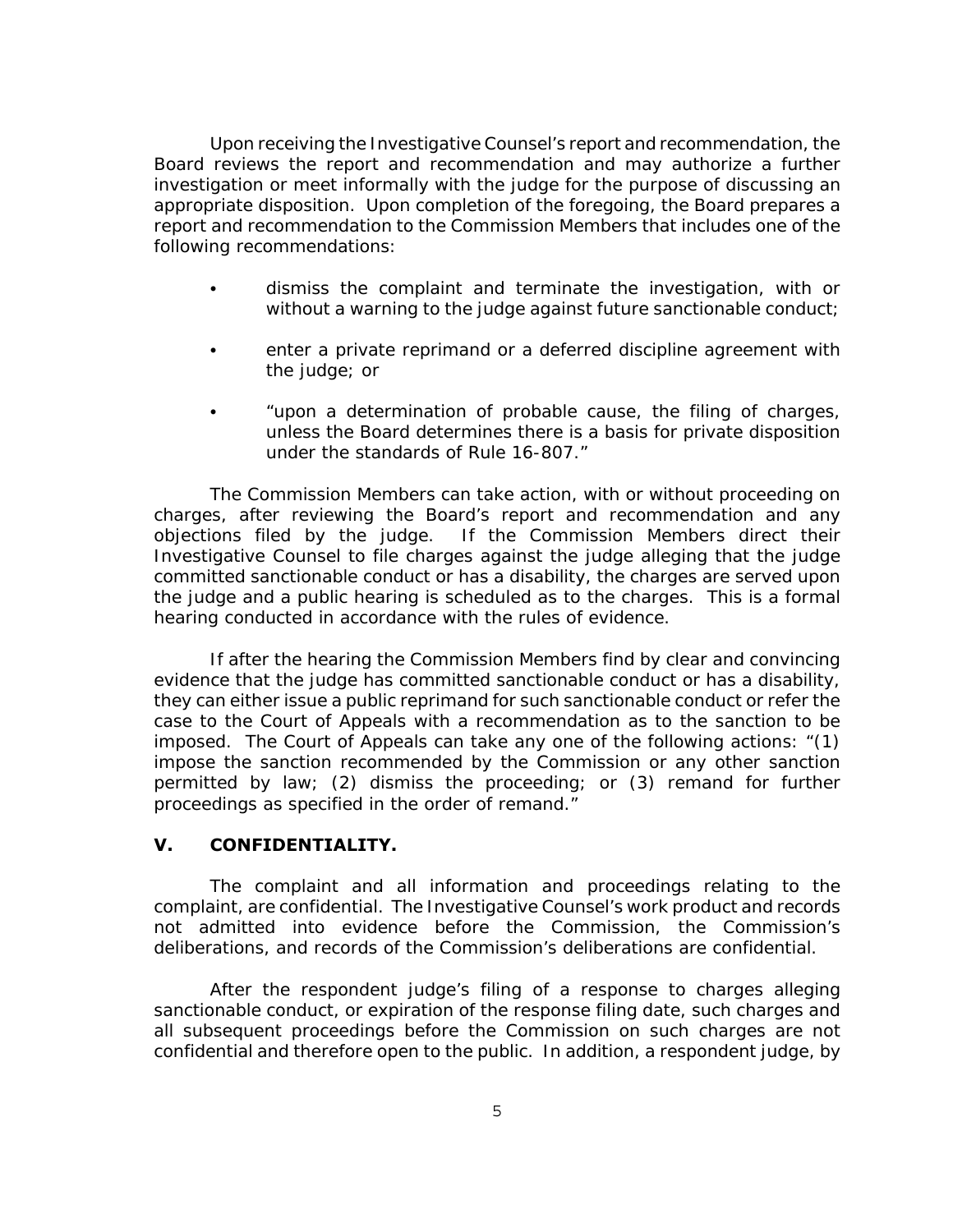Upon receiving the Investigative Counsel's report and recommendation, the Board reviews the report and recommendation and may authorize a further investigation or meet informally with the judge for the purpose of discussing an appropriate disposition. Upon completion of the foregoing, the Board prepares a report and recommendation to the Commission Members that includes one of the following recommendations:

- dismiss the complaint and terminate the investigation, with or without a warning to the judge against future sanctionable conduct;
- enter a private reprimand or a deferred discipline agreement with the judge; or
- "upon a determination of probable cause, the filing of charges, unless the Board determines there is a basis for private disposition under the standards of Rule 16-807."

The Commission Members can take action, with or without proceeding on charges, after reviewing the Board's report and recommendation and any objections filed by the judge. If the Commission Members direct their Investigative Counsel to file charges against the judge alleging that the judge committed sanctionable conduct or has a disability, the charges are served upon the judge and a public hearing is scheduled as to the charges. This is a formal hearing conducted in accordance with the rules of evidence.

If after the hearing the Commission Members find by clear and convincing evidence that the judge has committed sanctionable conduct or has a disability, they can either issue a public reprimand for such sanctionable conduct or refer the case to the Court of Appeals with a recommendation as to the sanction to be imposed. The Court of Appeals can take any one of the following actions: "(1) impose the sanction recommended by the Commission or any other sanction permitted by law; (2) dismiss the proceeding; or (3) remand for further proceedings as specified in the order of remand."

## V. CONFIDENTIALITY.

The complaint and all information and proceedings relating to the complaint, are confidential. The Investigative Counsel's work product and records not admitted into evidence before the Commission, the Commission's deliberations, and records of the Commission's deliberations are confidential.

After the respondent judge's filing of a response to charges alleging sanctionable conduct, or expiration of the response filing date, such charges and all subsequent proceedings before the Commission on such charges are not confidential and therefore open to the public. In addition, a respondent judge, by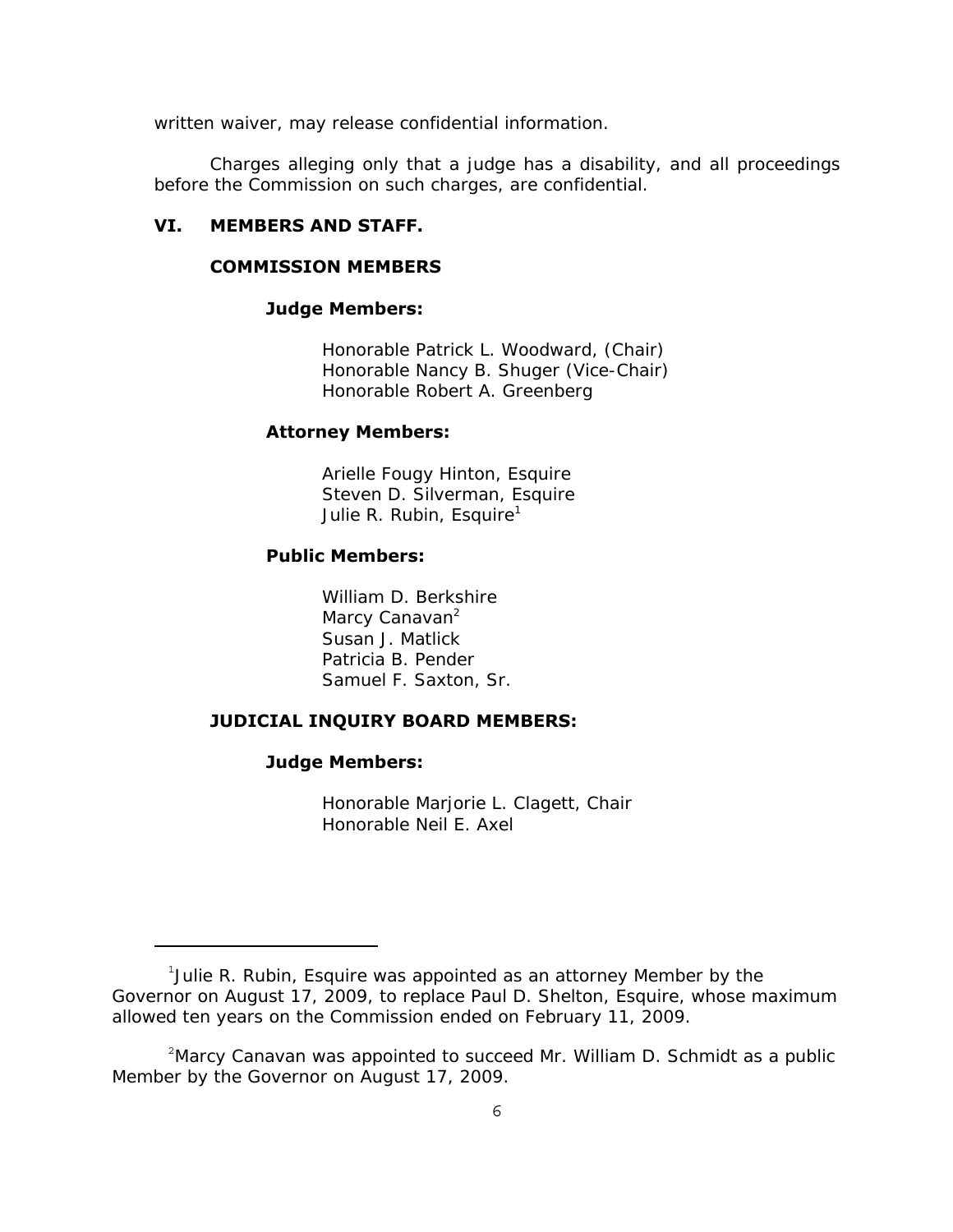written waiver, may release confidential information.

Charges alleging only that a judge has a disability, and all proceedings before the Commission on such charges, are confidential.

## VI. MEMBERS AND STAFF.

### COMMISSION MEMBERS

#### Judge Members:

Honorable Patrick L. Woodward, (Chair)
Honorable Nancy B. Shuger (Vice-Chair)
Honorable Robert A. Greenberg

#### Attorney Members:

Arielle Fougy Hinton, Esquire
Steven D. Silverman, Esquire
Julie R. Rubin, Esquire[1]

#### Public Members:

William D. Berkshire
Marcy Canavan[2]
Susan J. Matlick
Patricia B. Pender
Samuel F. Saxton, Sr.

### JUDICIAL INQUIRY BOARD MEMBERS:

#### Judge Members:

Honorable Marjorie L. Clagett, Chair
Honorable Neil E. Axel

---

[1] Julie R. Rubin, Esquire was appointed as an attorney Member by the Governor on August 17, 2009, to replace Paul D. Shelton, Esquire, whose maximum allowed ten years on the Commission ended on February 11, 2009.

[2] Marcy Canavan was appointed to succeed Mr. William D. Schmidt as a public Member by the Governor on August 17, 2009.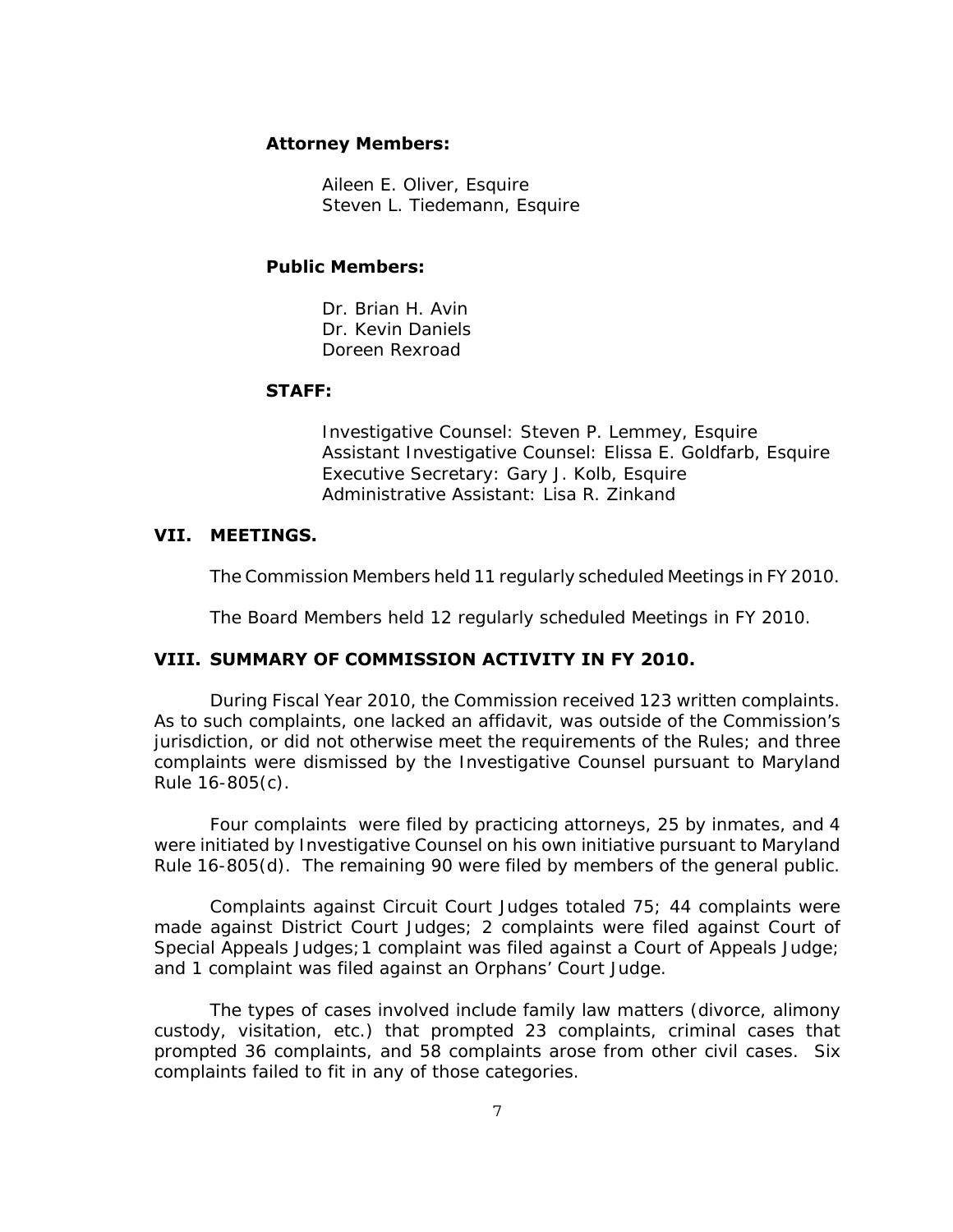**Attorney Members:**

Aileen E. Oliver, Esquire
Steven L. Tiedemann, Esquire

**Public Members:**

Dr. Brian H. Avin
Dr. Kevin Daniels
Doreen Rexroad

**STAFF:**

Investigative Counsel: Steven P. Lemmey, Esquire
Assistant Investigative Counsel: Elissa E. Goldfarb, Esquire
Executive Secretary: Gary J. Kolb, Esquire
Administrative Assistant: Lisa R. Zinkand

## VII. MEETINGS.

The Commission Members held 11 regularly scheduled Meetings in FY 2010.

The Board Members held 12 regularly scheduled Meetings in FY 2010.

## VIII. SUMMARY OF COMMISSION ACTIVITY IN FY 2010.

During Fiscal Year 2010, the Commission received 123 written complaints. As to such complaints, one lacked an affidavit, was outside of the Commission's jurisdiction, or did not otherwise meet the requirements of the Rules; and three complaints were dismissed by the Investigative Counsel pursuant to Maryland Rule 16-805(c).

Four complaints were filed by practicing attorneys, 25 by inmates, and 4 were initiated by Investigative Counsel on his own initiative pursuant to Maryland Rule 16-805(d). The remaining 90 were filed by members of the general public.

Complaints against Circuit Court Judges totaled 75; 44 complaints were made against District Court Judges; 2 complaints were filed against Court of Special Appeals Judges; 1 complaint was filed against a Court of Appeals Judge; and 1 complaint was filed against an Orphans' Court Judge.

The types of cases involved include family law matters (divorce, alimony custody, visitation, etc.) that prompted 23 complaints, criminal cases that prompted 36 complaints, and 58 complaints arose from other civil cases. Six complaints failed to fit in any of those categories.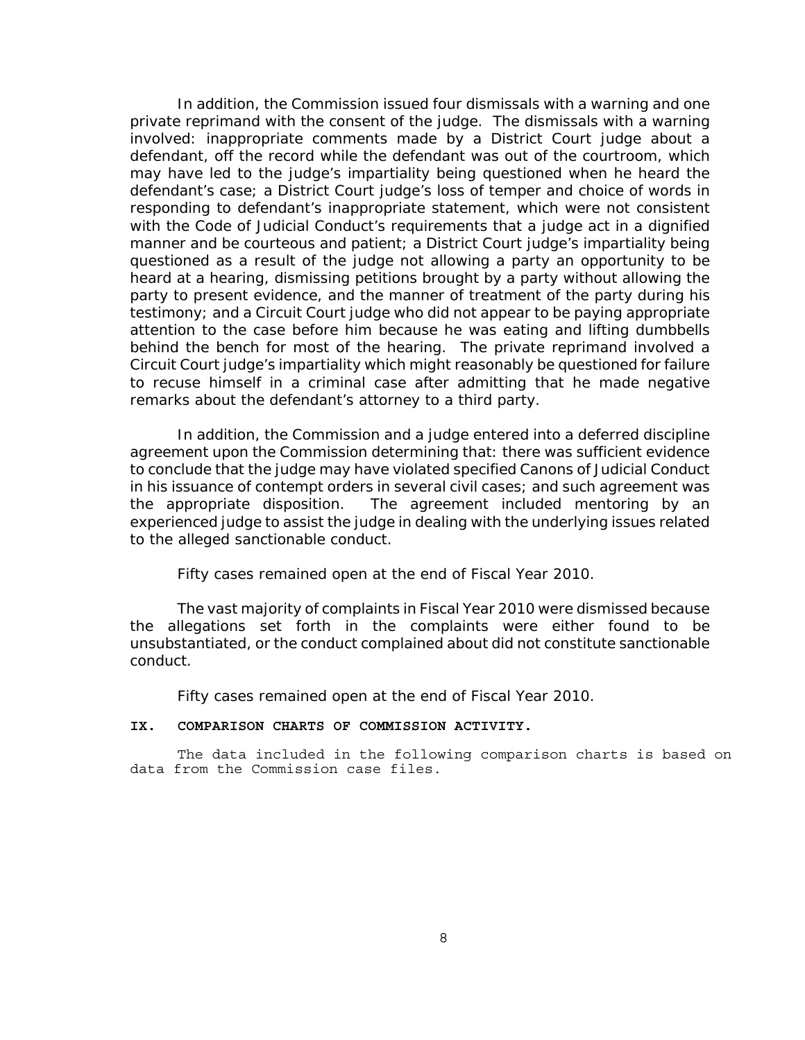In addition, the Commission issued four dismissals with a warning and one private reprimand with the consent of the judge. The dismissals with a warning involved: inappropriate comments made by a District Court judge about a defendant, off the record while the defendant was out of the courtroom, which may have led to the judge's impartiality being questioned when he heard the defendant's case; a District Court judge's loss of temper and choice of words in responding to defendant's inappropriate statement, which were not consistent with the Code of Judicial Conduct's requirements that a judge act in a dignified manner and be courteous and patient; a District Court judge's impartiality being questioned as a result of the judge not allowing a party an opportunity to be heard at a hearing, dismissing petitions brought by a party without allowing the party to present evidence, and the manner of treatment of the party during his testimony; and a Circuit Court judge who did not appear to be paying appropriate attention to the case before him because he was eating and lifting dumbbells behind the bench for most of the hearing. The private reprimand involved a Circuit Court judge's impartiality which might reasonably be questioned for failure to recuse himself in a criminal case after admitting that he made negative remarks about the defendant's attorney to a third party.

In addition, the Commission and a judge entered into a deferred discipline agreement upon the Commission determining that: there was sufficient evidence to conclude that the judge may have violated specified Canons of Judicial Conduct in his issuance of contempt orders in several civil cases; and such agreement was the appropriate disposition. The agreement included mentoring by an experienced judge to assist the judge in dealing with the underlying issues related to the alleged sanctionable conduct.

Fifty cases remained open at the end of Fiscal Year 2010.

The vast majority of complaints in Fiscal Year 2010 were dismissed because the allegations set forth in the complaints were either found to be unsubstantiated, or the conduct complained about did not constitute sanctionable conduct.

Fifty cases remained open at the end of Fiscal Year 2010.

## IX. COMPARISON CHARTS OF COMMISSION ACTIVITY.

The data included in the following comparison charts is based on data from the Commission case files.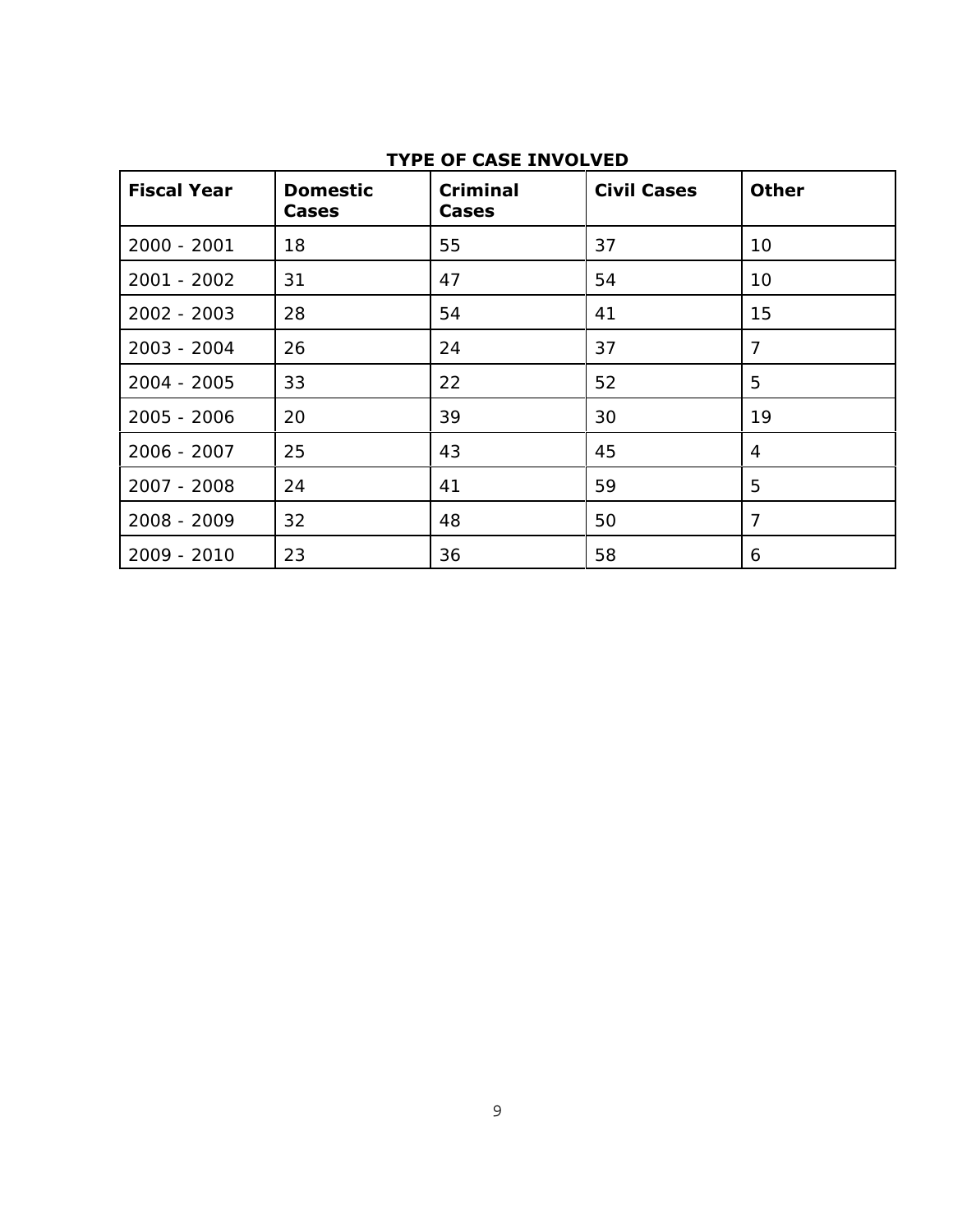**TYPE OF CASE INVOLVED**

| Fiscal Year | Domestic Cases | Criminal Cases | Civil Cases | Other |
|---|---|---|---|---|
| 2000 - 2001 | 18 | 55 | 37 | 10 |
| 2001 - 2002 | 31 | 47 | 54 | 10 |
| 2002 - 2003 | 28 | 54 | 41 | 15 |
| 2003 - 2004 | 26 | 24 | 37 | 7 |
| 2004 - 2005 | 33 | 22 | 52 | 5 |
| 2005 - 2006 | 20 | 39 | 30 | 19 |
| 2006 - 2007 | 25 | 43 | 45 | 4 |
| 2007 - 2008 | 24 | 41 | 59 | 5 |
| 2008 - 2009 | 32 | 48 | 50 | 7 |
| 2009 - 2010 | 23 | 36 | 58 | 6 |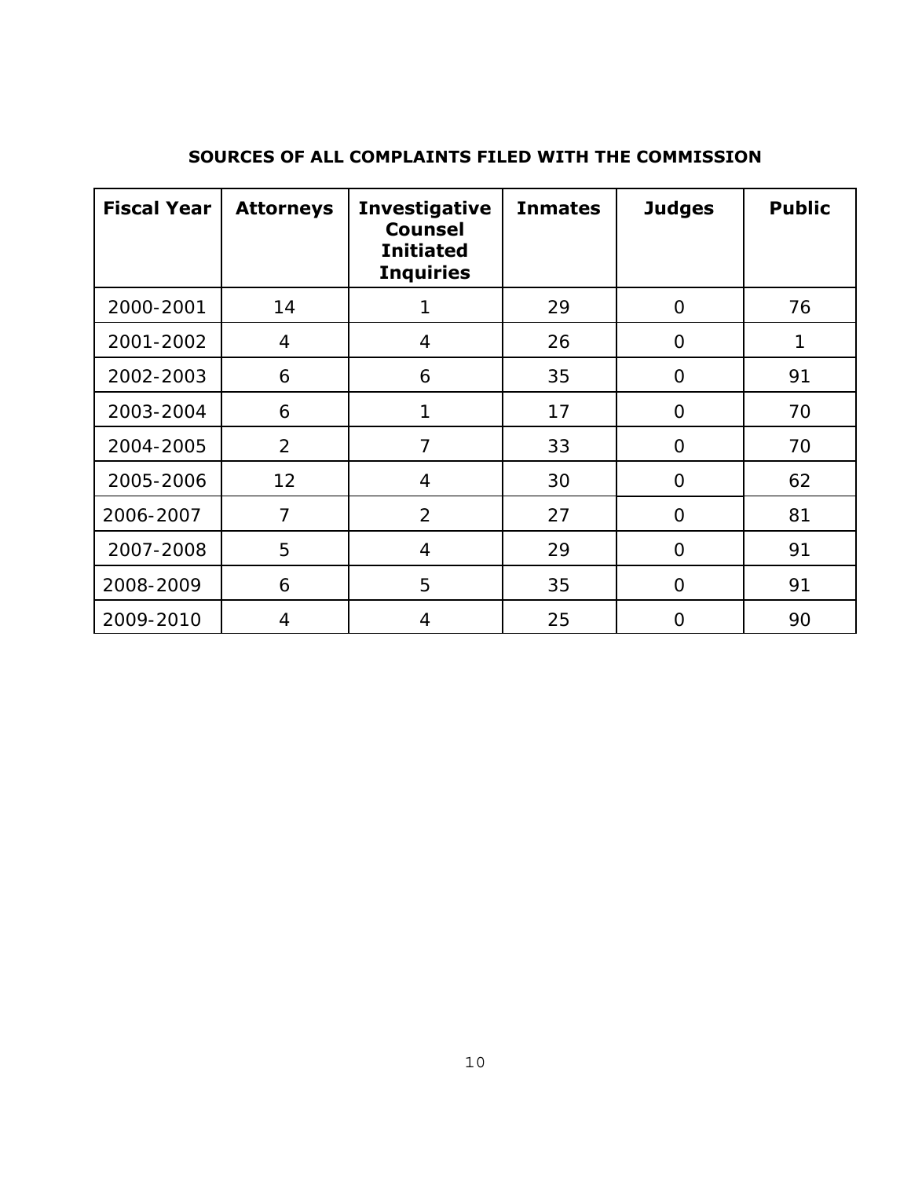**SOURCES OF ALL COMPLAINTS FILED WITH THE COMMISSION**

| Fiscal Year | Attorneys | Investigative Counsel Initiated Inquiries | Inmates | Judges | Public |
|---|---|---|---|---|---|
| 2000-2001 | 14 | 1 | 29 | 0 | 76 |
| 2001-2002 | 4 | 4 | 26 | 0 | 1 |
| 2002-2003 | 6 | 6 | 35 | 0 | 91 |
| 2003-2004 | 6 | 1 | 17 | 0 | 70 |
| 2004-2005 | 2 | 7 | 33 | 0 | 70 |
| 2005-2006 | 12 | 4 | 30 | 0 | 62 |
| 2006-2007 | 7 | 2 | 27 | 0 | 81 |
| 2007-2008 | 5 | 4 | 29 | 0 | 91 |
| 2008-2009 | 6 | 5 | 35 | 0 | 91 |
| 2009-2010 | 4 | 4 | 25 | 0 | 90 |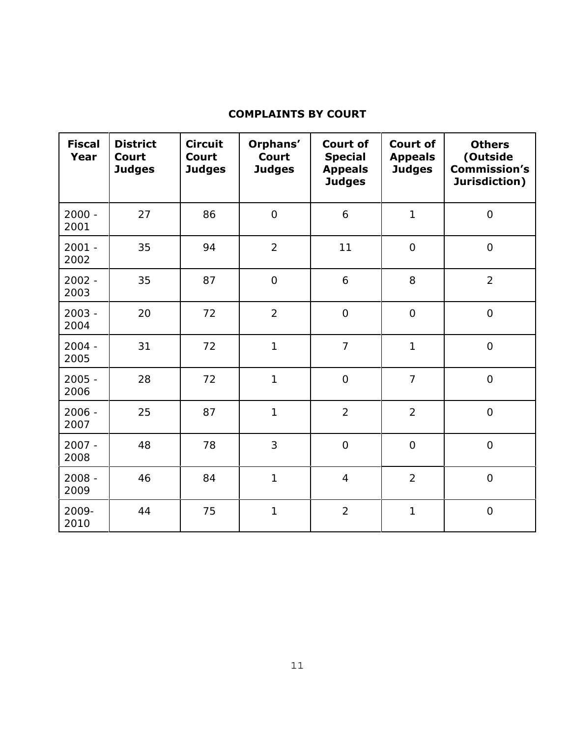## COMPLAINTS BY COURT

| Fiscal Year | District Court Judges | Circuit Court Judges | Orphans' Court Judges | Court of Special Appeals Judges | Court of Appeals Judges | Others (Outside Commission's Jurisdiction) |
|---|---|---|---|---|---|---|
| 2000 - 2001 | 27 | 86 | 0 | 6 | 1 | 0 |
| 2001 - 2002 | 35 | 94 | 2 | 11 | 0 | 0 |
| 2002 - 2003 | 35 | 87 | 0 | 6 | 8 | 2 |
| 2003 - 2004 | 20 | 72 | 2 | 0 | 0 | 0 |
| 2004 - 2005 | 31 | 72 | 1 | 7 | 1 | 0 |
| 2005 - 2006 | 28 | 72 | 1 | 0 | 7 | 0 |
| 2006 - 2007 | 25 | 87 | 1 | 2 | 2 | 0 |
| 2007 - 2008 | 48 | 78 | 3 | 0 | 0 | 0 |
| 2008 - 2009 | 46 | 84 | 1 | 4 | 2 | 0 |
| 2009-2010 | 44 | 75 | 1 | 2 | 1 | 0 |